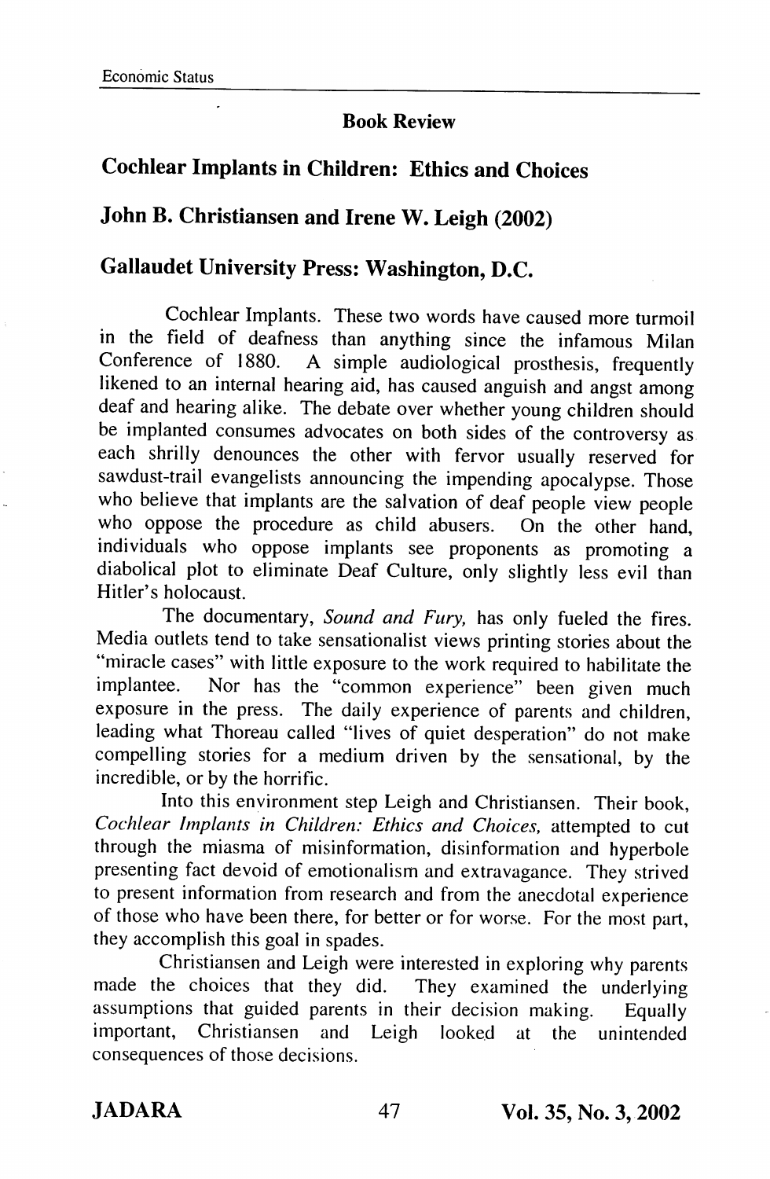## Book Review

# Cochlear Implants in Children: Ethics and Choices

## John B. Christiansen and Irene W. Leigh (2002)

## Gallaudet University Press: Washington, D.C.

Cochlear Implants. These two words have caused more turmoil in the field of deafness than anything since the infamous Milan Conference of 1880. A simple audiological prosthesis, frequently likened to an internal hearing aid, has caused anguish and angst among deaf and hearing alike. The debate over whether young children should be implanted consumes advocates on both sides of the controversy as each shrilly denounces the other with fervor usually reserved for sawdust-trail evangelists announcing the impending apocalypse. Those who believe that implants are the salvation of deaf people view people who oppose the procedure as child abusers. On the other hand, individuals who oppose implants see proponents as promoting a diabolical plot to eliminate Deaf Culture, only slightly less evil than Hitler's holocaust.

The documentary, *Sound and Fury,* has only fueled the fires. Media outlets tend to take sensationalist views printing stories about the "miracle cases" with little exposure to the work required to habilitate the implantee. Nor has the "common experience" been given much exposure in the press. The daily experience of parents and children, leading what Thoreau called "lives of quiet desperation" do not make compelling stories for a medium driven by the sensational, by the incredible, or by the horrific.

Into this environment step Leigh and Christiansen. Their book, *Cochlear Implants in Children: Ethics and Choices,* attempted to cut through the miasma of misinformation, disinformation and hyperbole presenting fact devoid of emotionalism and extravagance. They strived to present information from research and from the anecdotal experience of those who have been there, for better or for worse. For the most part, they accomplish this goal in spades.

Christiansen and Leigh were interested in exploring why parents made the choices that they did. They examined the underlying assumptions that guided parents in their decision making. Equally important, Christiansen and Leigh looked at the unintended consequences of those decisions.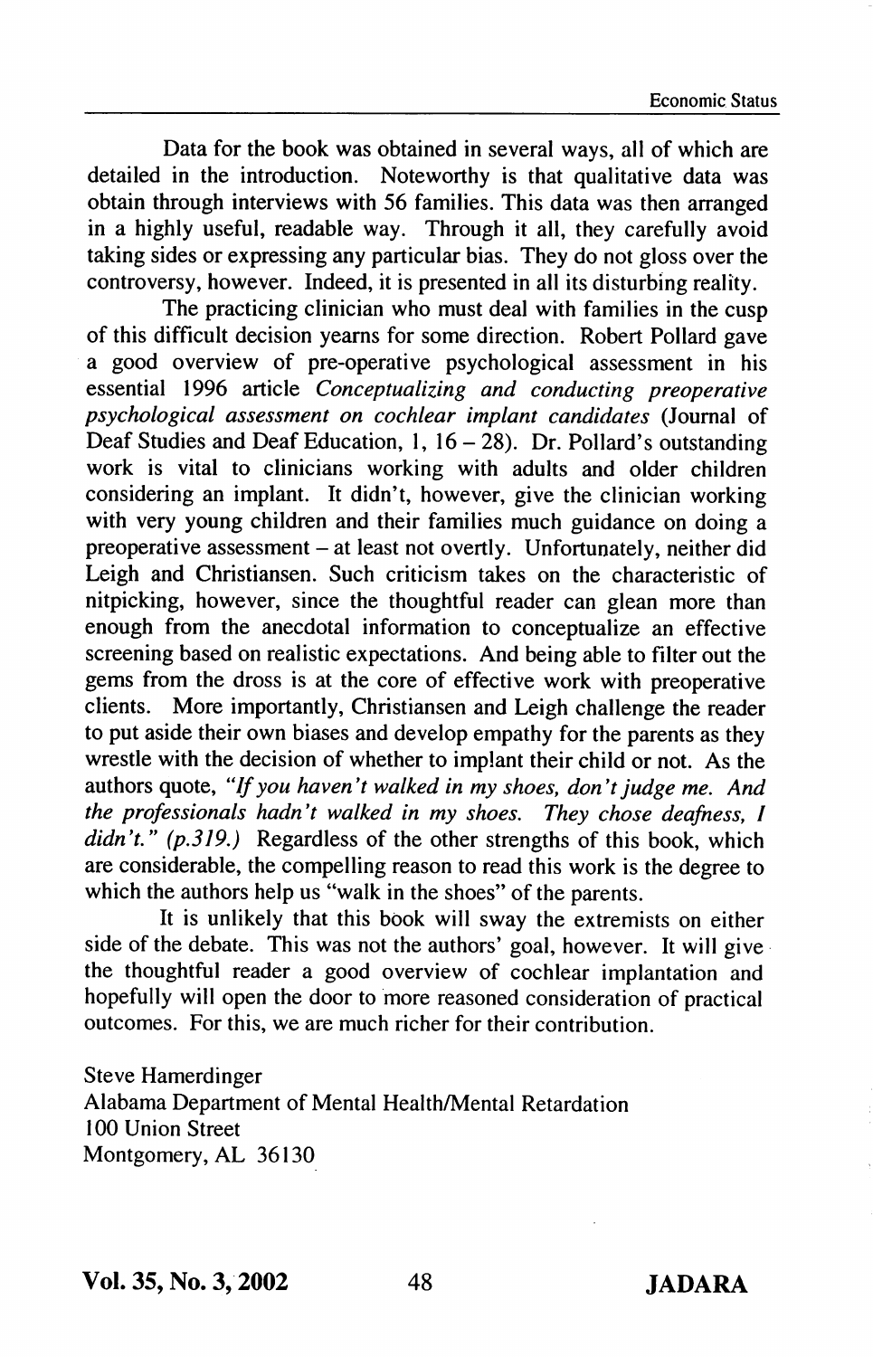Data for the book was obtained in several ways, all of which are detailed in the introduction. Noteworthy is that qualitative data was obtain through interviews with 56 families. This data was then arranged in a highly useful, readable way. Through it all, they carefully avoid taking sides or expressing any particular bias. They do not gloss over the controversy, however. Indeed, it is presented in all its disturbing reality.

The practicing clinician who must deal with families in the cusp of this difficult decision yearns for some direction. Robert Pollard gave a good overview of pre-operative psychological assessment in his essential 1996 article *Conceptualizing and conducting preoperative psychological assessment on cochlear implant candidates* (Journal of Deaf Studies and Deaf Education, 1, 16 – 28). Dr. Pollard's outstanding work is vital to clinicians working with adults and older children considering an implant. It didn't, however, give the clinician working with very young children and their families much guidance on doing a preoperative assessment – at least not overtly. Unfortunately, neither did Leigh and Christiansen. Such criticism takes on the characteristic of nitpicking, however, since the thoughtful reader can glean more than enough from the anecdotal information to conceptualize an effective screening based on realistic expectations. And being able to filter out the gems from the dross is at the core of effective work with preoperative clients. More importantly, Christiansen and Leigh challenge the reader to put aside their own biases and develop empathy for the parents as they wrestle with the decision of whether to implant their child or not. As the authors quote, *"If you haven't walked in my shoes, don't judge me. And the professionals hadn't walked in my shoes. They chose deafness, I didn't." (p.319.)* Regardless of the other strengths of this book, which are considerable, the compelling reason to read this work is the degree to which the authors help us "walk in the shoes" of the parents.

It is unlikely that this book will sway the extremists on either side of the debate. This was not the authors' goal, however. It will give the thoughtful reader a good overview of cochlear implantation and hopefully will open the door to more reasoned consideration of practical outcomes. For this, we are much richer for their contribution.

Steve Hamerdinger
Alabama Department of Mental Health/Mental Retardation
100 Union Street
Montgomery, AL 36130